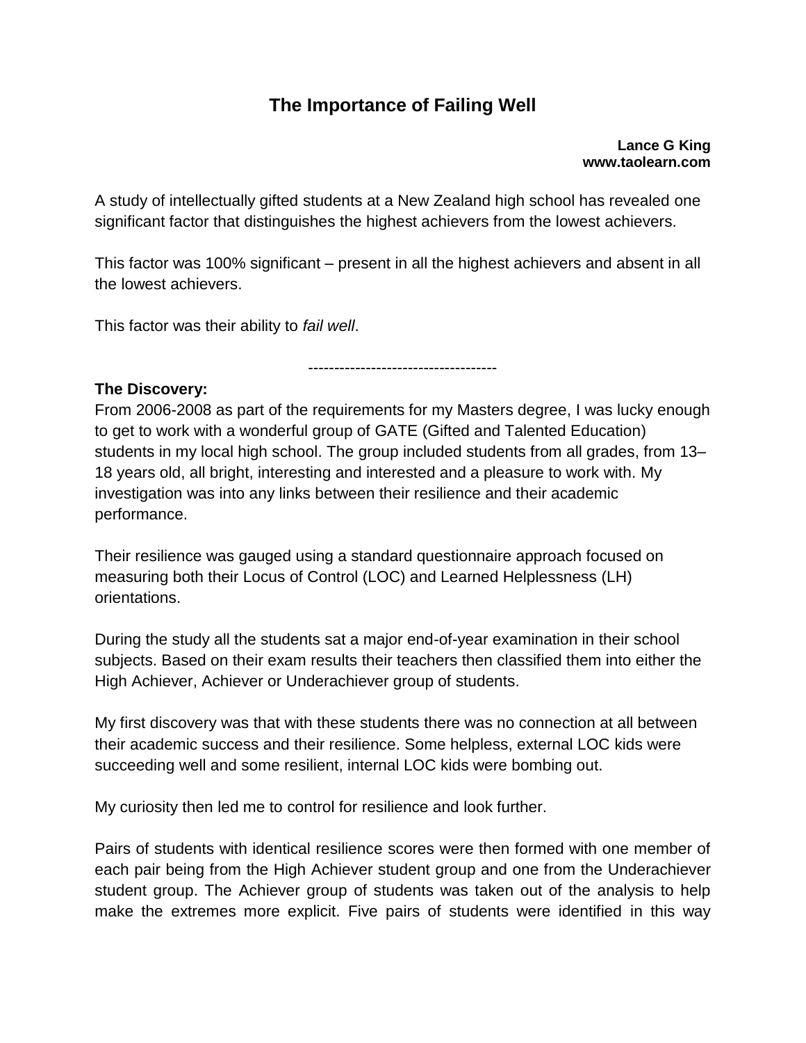# The Importance of Failing Well

**Lance G King**
**www.taolearn.com**

A study of intellectually gifted students at a New Zealand high school has revealed one significant factor that distinguishes the highest achievers from the lowest achievers.

This factor was 100% significant – present in all the highest achievers and absent in all the lowest achievers.

This factor was their ability to *fail well*.

------------------------------------

**The Discovery:**

From 2006-2008 as part of the requirements for my Masters degree, I was lucky enough to get to work with a wonderful group of GATE (Gifted and Talented Education) students in my local high school. The group included students from all grades, from 13–18 years old, all bright, interesting and interested and a pleasure to work with. My investigation was into any links between their resilience and their academic performance.

Their resilience was gauged using a standard questionnaire approach focused on measuring both their Locus of Control (LOC) and Learned Helplessness (LH) orientations.

During the study all the students sat a major end-of-year examination in their school subjects. Based on their exam results their teachers then classified them into either the High Achiever, Achiever or Underachiever group of students.

My first discovery was that with these students there was no connection at all between their academic success and their resilience. Some helpless, external LOC kids were succeeding well and some resilient, internal LOC kids were bombing out.

My curiosity then led me to control for resilience and look further.

Pairs of students with identical resilience scores were then formed with one member of each pair being from the High Achiever student group and one from the Underachiever student group. The Achiever group of students was taken out of the analysis to help make the extremes more explicit. Five pairs of students were identified in this way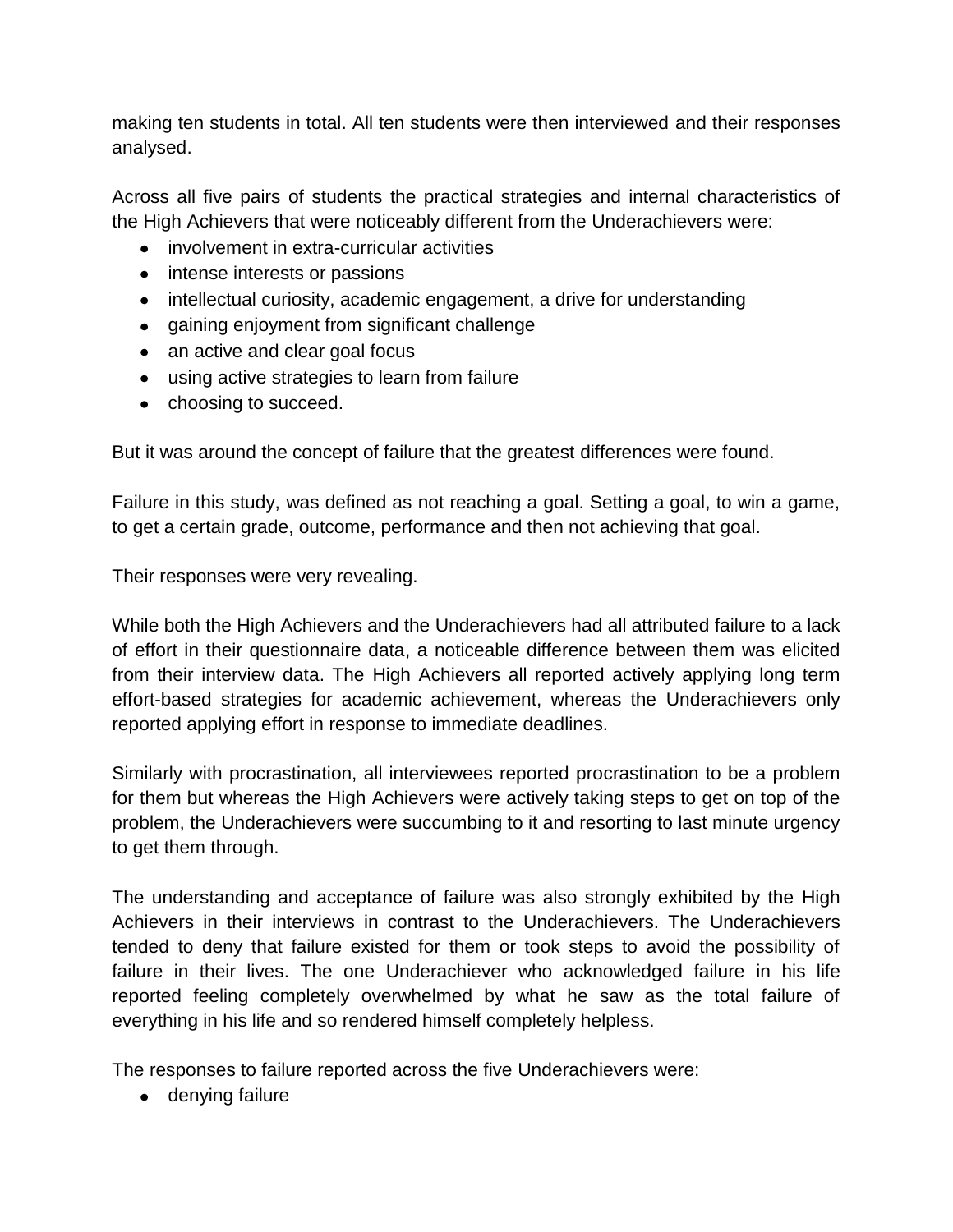making ten students in total. All ten students were then interviewed and their responses analysed.

Across all five pairs of students the practical strategies and internal characteristics of the High Achievers that were noticeably different from the Underachievers were:

- involvement in extra-curricular activities
- intense interests or passions
- intellectual curiosity, academic engagement, a drive for understanding
- gaining enjoyment from significant challenge
- an active and clear goal focus
- using active strategies to learn from failure
- choosing to succeed.

But it was around the concept of failure that the greatest differences were found.

Failure in this study, was defined as not reaching a goal. Setting a goal, to win a game, to get a certain grade, outcome, performance and then not achieving that goal.

Their responses were very revealing.

While both the High Achievers and the Underachievers had all attributed failure to a lack of effort in their questionnaire data, a noticeable difference between them was elicited from their interview data. The High Achievers all reported actively applying long term effort-based strategies for academic achievement, whereas the Underachievers only reported applying effort in response to immediate deadlines.

Similarly with procrastination, all interviewees reported procrastination to be a problem for them but whereas the High Achievers were actively taking steps to get on top of the problem, the Underachievers were succumbing to it and resorting to last minute urgency to get them through.

The understanding and acceptance of failure was also strongly exhibited by the High Achievers in their interviews in contrast to the Underachievers. The Underachievers tended to deny that failure existed for them or took steps to avoid the possibility of failure in their lives. The one Underachiever who acknowledged failure in his life reported feeling completely overwhelmed by what he saw as the total failure of everything in his life and so rendered himself completely helpless.

The responses to failure reported across the five Underachievers were:

- denying failure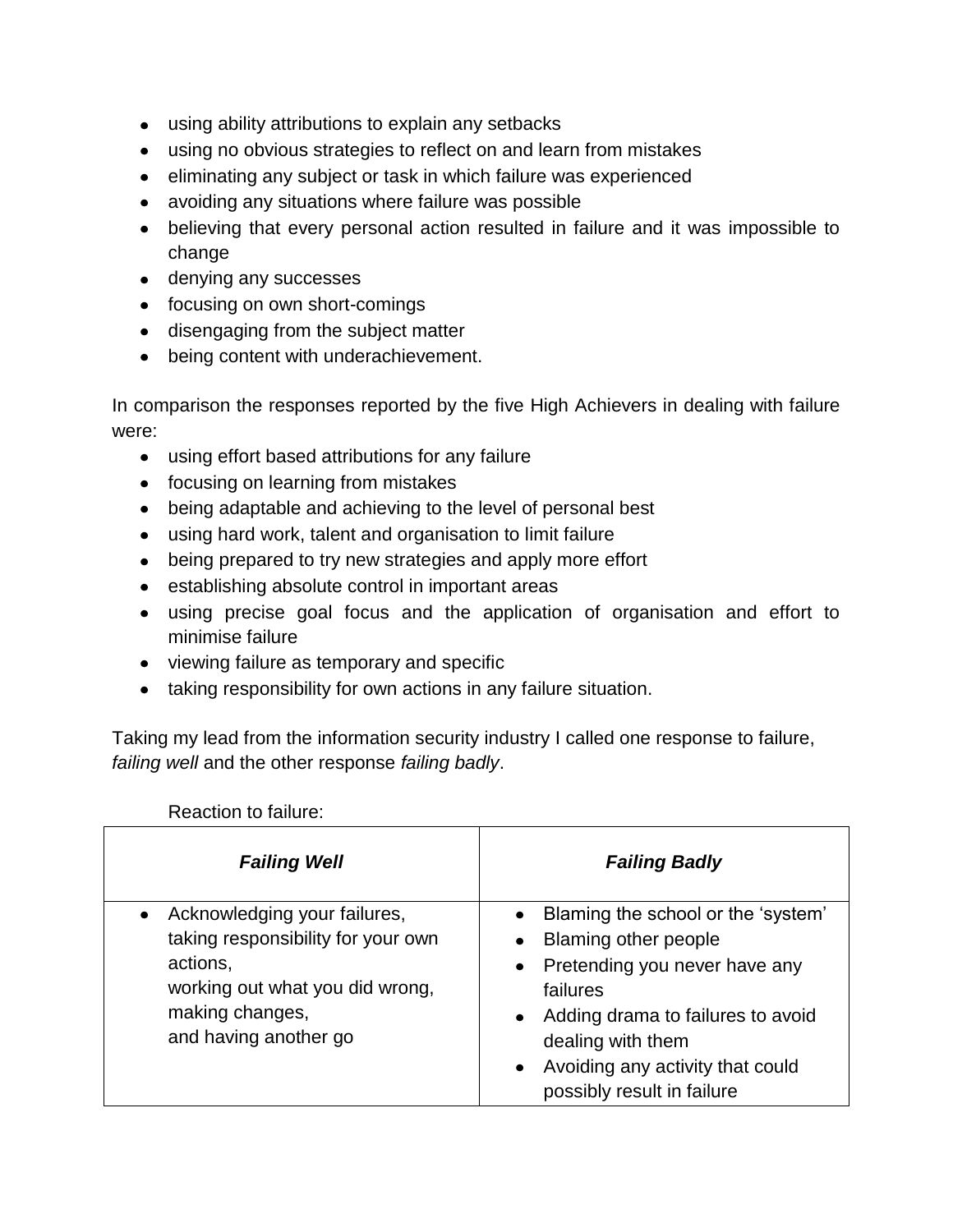- using ability attributions to explain any setbacks
- using no obvious strategies to reflect on and learn from mistakes
- eliminating any subject or task in which failure was experienced
- avoiding any situations where failure was possible
- believing that every personal action resulted in failure and it was impossible to change
- denying any successes
- focusing on own short-comings
- disengaging from the subject matter
- being content with underachievement.

In comparison the responses reported by the five High Achievers in dealing with failure were:

- using effort based attributions for any failure
- focusing on learning from mistakes
- being adaptable and achieving to the level of personal best
- using hard work, talent and organisation to limit failure
- being prepared to try new strategies and apply more effort
- establishing absolute control in important areas
- using precise goal focus and the application of organisation and effort to minimise failure
- viewing failure as temporary and specific
- taking responsibility for own actions in any failure situation.

Taking my lead from the information security industry I called one response to failure, *failing well* and the other response *failing badly*.

Reaction to failure:

| ***Failing Well*** | ***Failing Badly*** |
| --- | --- |
| • Acknowledging your failures, taking responsibility for your own actions, working out what you did wrong, making changes, and having another go | • Blaming the school or the 'system'<br>• Blaming other people<br>• Pretending you never have any failures<br>• Adding drama to failures to avoid dealing with them<br>• Avoiding any activity that could possibly result in failure |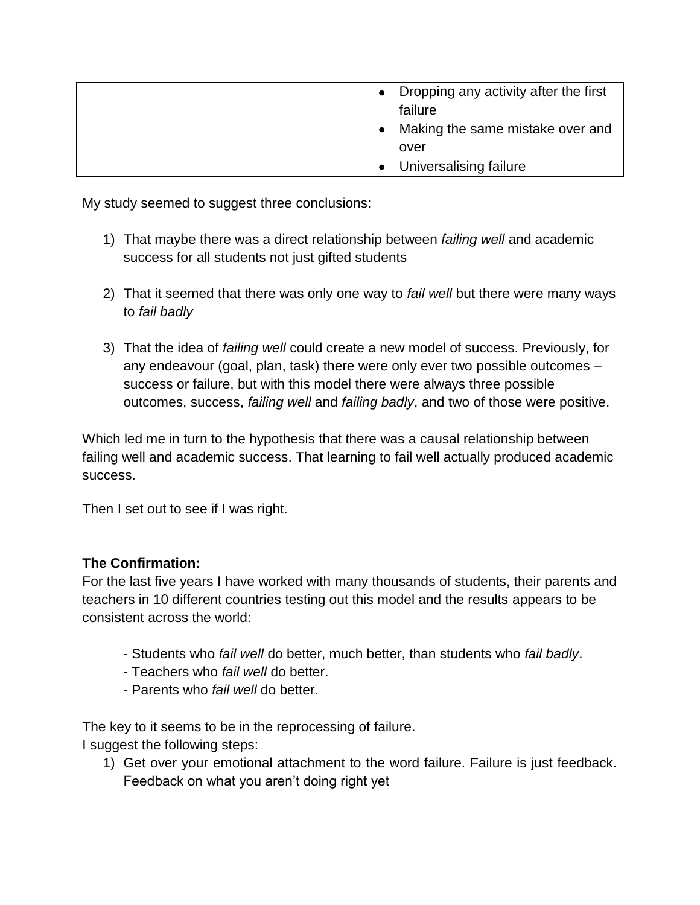| | |
|---|---|
| | <ul><li>Dropping any activity after the first failure</li><li>Making the same mistake over and over</li><li>Universalising failure</li></ul> |

My study seemed to suggest three conclusions:

1) That maybe there was a direct relationship between *failing well* and academic success for all students not just gifted students

2) That it seemed that there was only one way to *fail well* but there were many ways to *fail badly*

3) That the idea of *failing well* could create a new model of success. Previously, for any endeavour (goal, plan, task) there were only ever two possible outcomes – success or failure, but with this model there were always three possible outcomes, success, *failing well* and *failing badly*, and two of those were positive.

Which led me in turn to the hypothesis that there was a causal relationship between failing well and academic success. That learning to fail well actually produced academic success.

Then I set out to see if I was right.

**The Confirmation:**

For the last five years I have worked with many thousands of students, their parents and teachers in 10 different countries testing out this model and the results appears to be consistent across the world:

- Students who *fail well* do better, much better, than students who *fail badly*.
- Teachers who *fail well* do better.
- Parents who *fail well* do better.

The key to it seems to be in the reprocessing of failure.

I suggest the following steps:

1) Get over your emotional attachment to the word failure. Failure is just feedback. Feedback on what you aren't doing right yet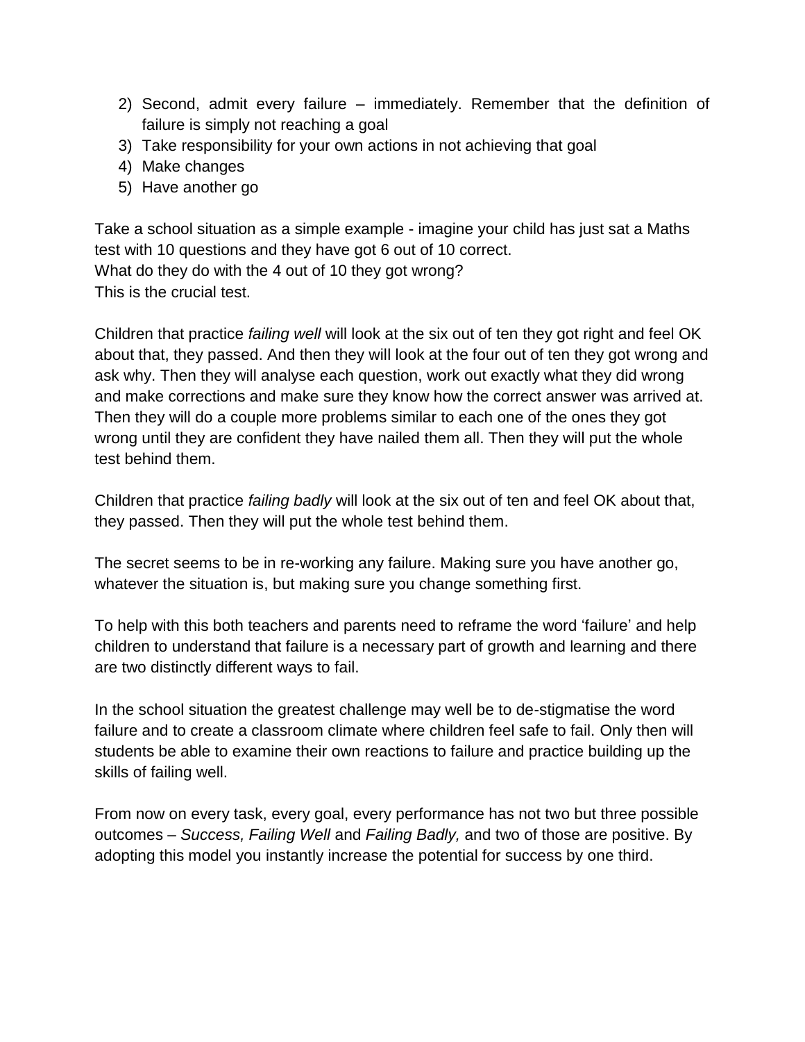2) Second, admit every failure – immediately. Remember that the definition of failure is simply not reaching a goal
3) Take responsibility for your own actions in not achieving that goal
4) Make changes
5) Have another go

Take a school situation as a simple example - imagine your child has just sat a Maths test with 10 questions and they have got 6 out of 10 correct.
What do they do with the 4 out of 10 they got wrong?
This is the crucial test.

Children that practice *failing well* will look at the six out of ten they got right and feel OK about that, they passed. And then they will look at the four out of ten they got wrong and ask why. Then they will analyse each question, work out exactly what they did wrong and make corrections and make sure they know how the correct answer was arrived at. Then they will do a couple more problems similar to each one of the ones they got wrong until they are confident they have nailed them all. Then they will put the whole test behind them.

Children that practice *failing badly* will look at the six out of ten and feel OK about that, they passed. Then they will put the whole test behind them.

The secret seems to be in re-working any failure. Making sure you have another go, whatever the situation is, but making sure you change something first.

To help with this both teachers and parents need to reframe the word 'failure' and help children to understand that failure is a necessary part of growth and learning and there are two distinctly different ways to fail.

In the school situation the greatest challenge may well be to de-stigmatise the word failure and to create a classroom climate where children feel safe to fail. Only then will students be able to examine their own reactions to failure and practice building up the skills of failing well.

From now on every task, every goal, every performance has not two but three possible outcomes – *Success, Failing Well* and *Failing Badly,* and two of those are positive. By adopting this model you instantly increase the potential for success by one third.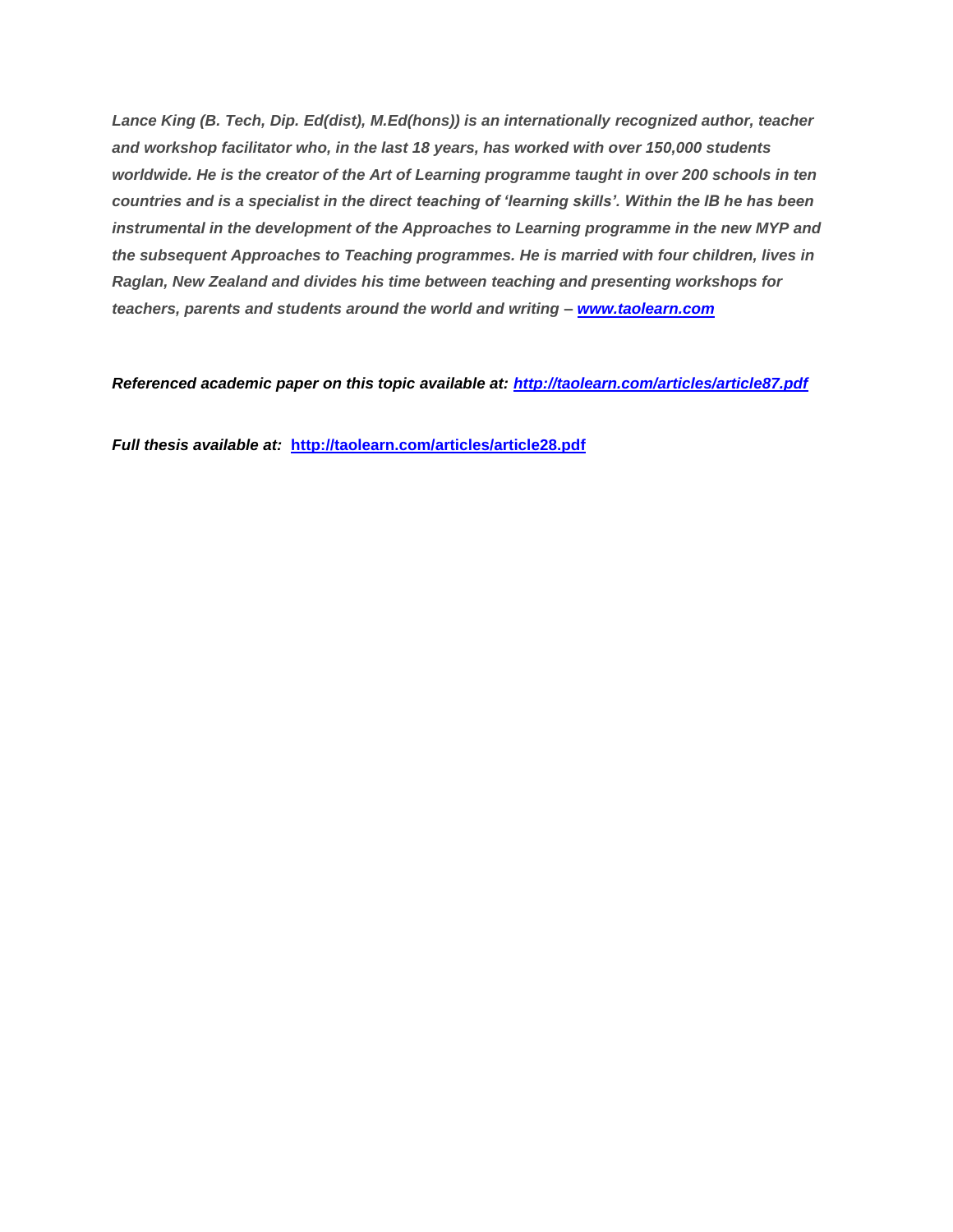***Lance King (B. Tech, Dip. Ed(dist), M.Ed(hons)) is an internationally recognized author, teacher and workshop facilitator who, in the last 18 years, has worked with over 150,000 students worldwide. He is the creator of the Art of Learning programme taught in over 200 schools in ten countries and is a specialist in the direct teaching of 'learning skills'. Within the IB he has been instrumental in the development of the Approaches to Learning programme in the new MYP and the subsequent Approaches to Teaching programmes. He is married with four children, lives in Raglan, New Zealand and divides his time between teaching and presenting workshops for teachers, parents and students around the world and writing – [www.taolearn.com](http://www.taolearn.com)***

***Referenced academic paper on this topic available at: [http://taolearn.com/articles/article87.pdf](http://taolearn.com/articles/article87.pdf)***

***Full thesis available at:*** **[http://taolearn.com/articles/article28.pdf](http://taolearn.com/articles/article28.pdf)**